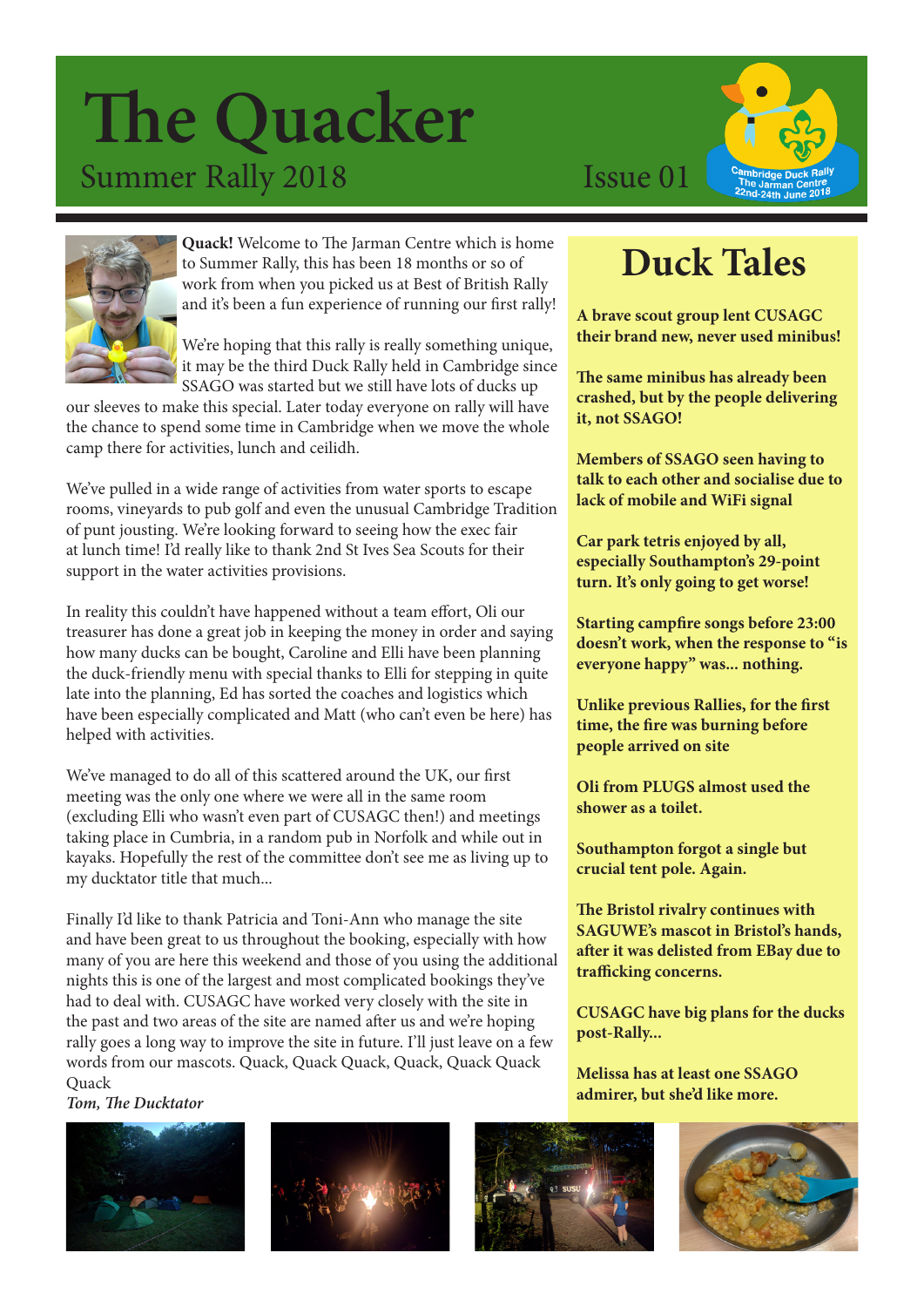# The Quacker

Summer Rally 2018

Issue 01

Cambridge Duck Rally
The Jarman Centre
22nd-24th June 2018

**Quack!** Welcome to The Jarman Centre which is home to Summer Rally, this has been 18 months or so of work from when you picked us at Best of British Rally and it's been a fun experience of running our first rally!

We're hoping that this rally is really something unique, it may be the third Duck Rally held in Cambridge since SSAGO was started but we still have lots of ducks up our sleeves to make this special. Later today everyone on rally will have the chance to spend some time in Cambridge when we move the whole camp there for activities, lunch and ceilidh.

We've pulled in a wide range of activities from water sports to escape rooms, vineyards to pub golf and even the unusual Cambridge Tradition of punt jousting. We're looking forward to seeing how the exec fair at lunch time! I'd really like to thank 2nd St Ives Sea Scouts for their support in the water activities provisions.

In reality this couldn't have happened without a team effort, Oli our treasurer has done a great job in keeping the money in order and saying how many ducks can be bought, Caroline and Elli have been planning the duck-friendly menu with special thanks to Elli for stepping in quite late into the planning, Ed has sorted the coaches and logistics which have been especially complicated and Matt (who can't even be here) has helped with activities.

We've managed to do all of this scattered around the UK, our first meeting was the only one where we were all in the same room (excluding Elli who wasn't even part of CUSAGC then!) and meetings taking place in Cumbria, in a random pub in Norfolk and while out in kayaks. Hopefully the rest of the committee don't see me as living up to my ducktator title that much...

Finally I'd like to thank Patricia and Toni-Ann who manage the site and have been great to us throughout the booking, especially with how many of you are here this weekend and those of you using the additional nights this is one of the largest and most complicated bookings they've had to deal with. CUSAGC have worked very closely with the site in the past and two areas of the site are named after us and we're hoping rally goes a long way to improve the site in future. I'll just leave on a few words from our mascots. Quack, Quack Quack, Quack, Quack Quack Quack

*Tom, The Ducktator*

## Duck Tales

**A brave scout group lent CUSAGC their brand new, never used minibus!**

**The same minibus has already been crashed, but by the people delivering it, not SSAGO!**

**Members of SSAGO seen having to talk to each other and socialise due to lack of mobile and WiFi signal**

**Car park tetris enjoyed by all, especially Southampton's 29-point turn. It's only going to get worse!**

**Starting campfire songs before 23:00 doesn't work, when the response to "is everyone happy" was... nothing.**

**Unlike previous Rallies, for the first time, the fire was burning before people arrived on site**

**Oli from PLUGS almost used the shower as a toilet.**

**Southampton forgot a single but crucial tent pole. Again.**

**The Bristol rivalry continues with SAGUWE's mascot in Bristol's hands, after it was delisted from EBay due to trafficking concerns.**

**CUSAGC have big plans for the ducks post-Rally...**

**Melissa has at least one SSAGO admirer, but she'd like more.**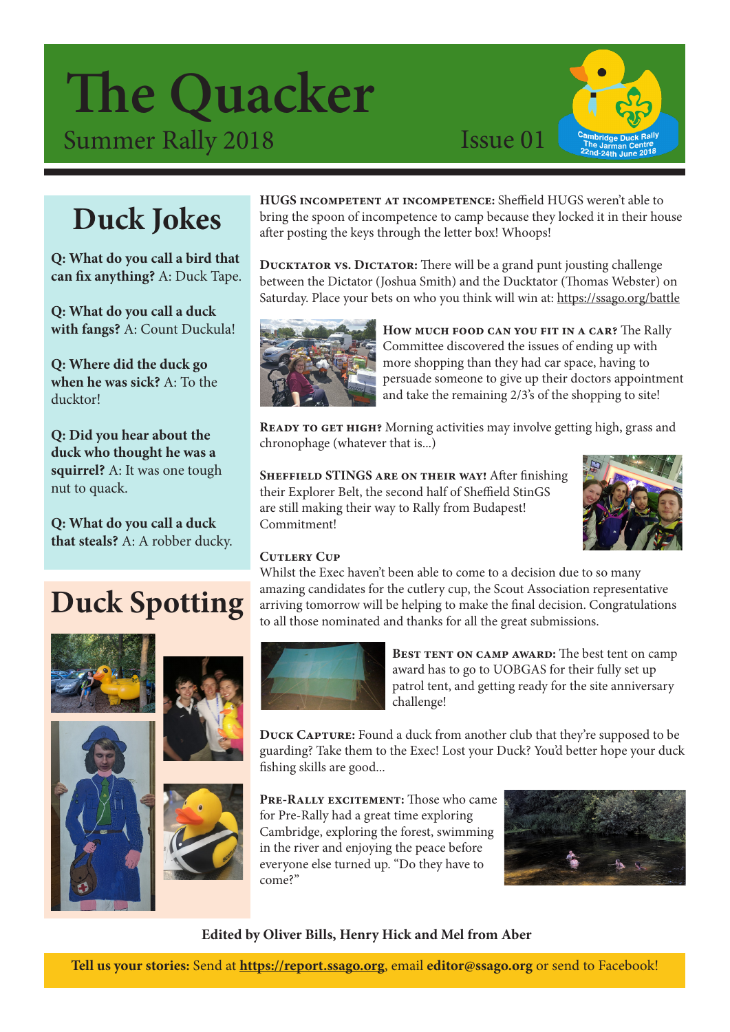# The Quacker

Summer Rally 2018

Issue 01

Cambridge Duck Rally
The Jarman Centre
22nd-24th June 2018

## Duck Jokes

**Q: What do you call a bird that can fix anything?** A: Duck Tape.

**Q: What do you call a duck with fangs?** A: Count Duckula!

**Q: Where did the duck go when he was sick?** A: To the ducktor!

**Q: Did you hear about the duck who thought he was a squirrel?** A: It was one tough nut to quack.

**Q: What do you call a duck that steals?** A: A robber ducky.

## Duck Spotting

**HUGS incompetent at incompetence:** Sheffield HUGS weren't able to bring the spoon of incompetence to camp because they locked it in their house after posting the keys through the letter box! Whoops!

**Ducktator vs. Dictator:** There will be a grand punt jousting challenge between the Dictator (Joshua Smith) and the Ducktator (Thomas Webster) on Saturday. Place your bets on who you think will win at: https://ssago.org/battle

**How much food can you fit in a car?** The Rally Committee discovered the issues of ending up with more shopping than they had car space, having to persuade someone to give up their doctors appointment and take the remaining 2/3's of the shopping to site!

**Ready to get high?** Morning activities may involve getting high, grass and chronophage (whatever that is...)

**Sheffield STINGS are on their way!** After finishing their Explorer Belt, the second half of Sheffield StinGS are still making their way to Rally from Budapest! Commitment!

**Cutlery Cup**

Whilst the Exec haven't been able to come to a decision due to so many amazing candidates for the cutlery cup, the Scout Association representative arriving tomorrow will be helping to make the final decision. Congratulations to all those nominated and thanks for all the great submissions.

**Best tent on camp award:** The best tent on camp award has to go to UOBGAS for their fully set up patrol tent, and getting ready for the site anniversary challenge!

**Duck Capture:** Found a duck from another club that they're supposed to be guarding? Take them to the Exec! Lost your Duck? You'd better hope your duck fishing skills are good...

**Pre-Rally excitement:** Those who came for Pre-Rally had a great time exploring Cambridge, exploring the forest, swimming in the river and enjoying the peace before everyone else turned up. "Do they have to come?"

**Edited by Oliver Bills, Henry Hick and Mel from Aber**

**Tell us your stories:** Send at **https://report.ssago.org**, email **editor@ssago.org** or send to Facebook!